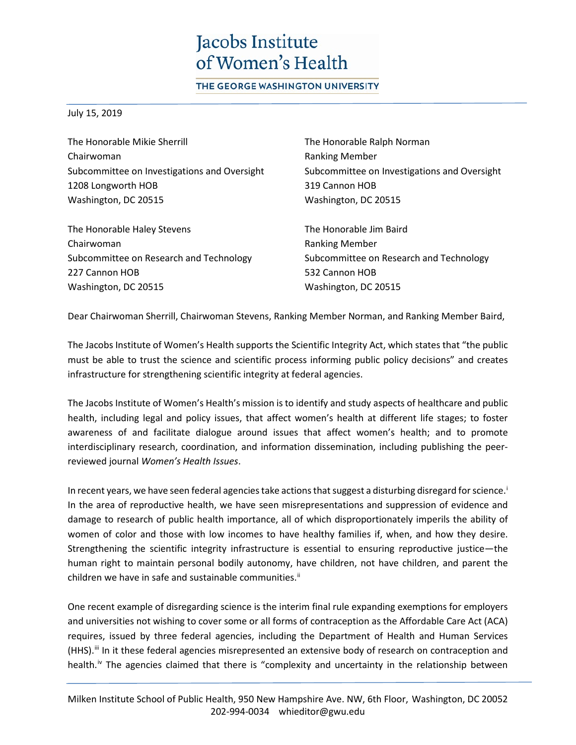# Jacobs Institute of Women's Health

THE GEORGE WASHINGTON UNIVERSITY

July 15, 2019

The Honorable Mikie Sherrill
Chairwoman
Subcommittee on Investigations and Oversight
1208 Longworth HOB
Washington, DC 20515

The Honorable Ralph Norman
Ranking Member
Subcommittee on Investigations and Oversight
319 Cannon HOB
Washington, DC 20515

The Honorable Haley Stevens
Chairwoman
Subcommittee on Research and Technology
227 Cannon HOB
Washington, DC 20515

The Honorable Jim Baird
Ranking Member
Subcommittee on Research and Technology
532 Cannon HOB
Washington, DC 20515

Dear Chairwoman Sherrill, Chairwoman Stevens, Ranking Member Norman, and Ranking Member Baird,

The Jacobs Institute of Women's Health supports the Scientific Integrity Act, which states that "the public must be able to trust the science and scientific process informing public policy decisions" and creates infrastructure for strengthening scientific integrity at federal agencies.

The Jacobs Institute of Women's Health's mission is to identify and study aspects of healthcare and public health, including legal and policy issues, that affect women's health at different life stages; to foster awareness of and facilitate dialogue around issues that affect women's health; and to promote interdisciplinary research, coordination, and information dissemination, including publishing the peer-reviewed journal *Women's Health Issues*.

In recent years, we have seen federal agencies take actions that suggest a disturbing disregard for science.[i] In the area of reproductive health, we have seen misrepresentations and suppression of evidence and damage to research of public health importance, all of which disproportionately imperils the ability of women of color and those with low incomes to have healthy families if, when, and how they desire. Strengthening the scientific integrity infrastructure is essential to ensuring reproductive justice—the human right to maintain personal bodily autonomy, have children, not have children, and parent the children we have in safe and sustainable communities.[ii]

One recent example of disregarding science is the interim final rule expanding exemptions for employers and universities not wishing to cover some or all forms of contraception as the Affordable Care Act (ACA) requires, issued by three federal agencies, including the Department of Health and Human Services (HHS).[iii] In it these federal agencies misrepresented an extensive body of research on contraception and health.[iv] The agencies claimed that there is "complexity and uncertainty in the relationship between

Milken Institute School of Public Health, 950 New Hampshire Ave. NW, 6th Floor, Washington, DC 20052
202-994-0034 whieditor@gwu.edu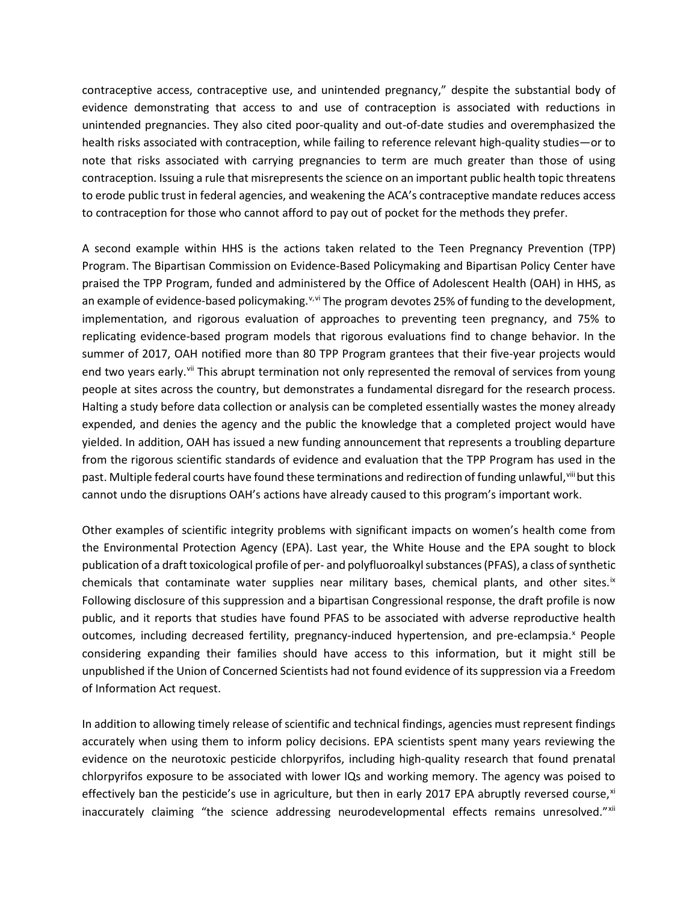contraceptive access, contraceptive use, and unintended pregnancy," despite the substantial body of evidence demonstrating that access to and use of contraception is associated with reductions in unintended pregnancies. They also cited poor-quality and out-of-date studies and overemphasized the health risks associated with contraception, while failing to reference relevant high-quality studies—or to note that risks associated with carrying pregnancies to term are much greater than those of using contraception. Issuing a rule that misrepresents the science on an important public health topic threatens to erode public trust in federal agencies, and weakening the ACA's contraceptive mandate reduces access to contraception for those who cannot afford to pay out of pocket for the methods they prefer.

A second example within HHS is the actions taken related to the Teen Pregnancy Prevention (TPP) Program. The Bipartisan Commission on Evidence-Based Policymaking and Bipartisan Policy Center have praised the TPP Program, funded and administered by the Office of Adolescent Health (OAH) in HHS, as an example of evidence-based policymaking.[v,vi] The program devotes 25% of funding to the development, implementation, and rigorous evaluation of approaches to preventing teen pregnancy, and 75% to replicating evidence-based program models that rigorous evaluations find to change behavior. In the summer of 2017, OAH notified more than 80 TPP Program grantees that their five-year projects would end two years early.[vii] This abrupt termination not only represented the removal of services from young people at sites across the country, but demonstrates a fundamental disregard for the research process. Halting a study before data collection or analysis can be completed essentially wastes the money already expended, and denies the agency and the public the knowledge that a completed project would have yielded. In addition, OAH has issued a new funding announcement that represents a troubling departure from the rigorous scientific standards of evidence and evaluation that the TPP Program has used in the past. Multiple federal courts have found these terminations and redirection of funding unlawful,[viii] but this cannot undo the disruptions OAH's actions have already caused to this program's important work.

Other examples of scientific integrity problems with significant impacts on women's health come from the Environmental Protection Agency (EPA). Last year, the White House and the EPA sought to block publication of a draft toxicological profile of per- and polyfluoroalkyl substances (PFAS), a class of synthetic chemicals that contaminate water supplies near military bases, chemical plants, and other sites.[ix] Following disclosure of this suppression and a bipartisan Congressional response, the draft profile is now public, and it reports that studies have found PFAS to be associated with adverse reproductive health outcomes, including decreased fertility, pregnancy-induced hypertension, and pre-eclampsia.[x] People considering expanding their families should have access to this information, but it might still be unpublished if the Union of Concerned Scientists had not found evidence of its suppression via a Freedom of Information Act request.

In addition to allowing timely release of scientific and technical findings, agencies must represent findings accurately when using them to inform policy decisions. EPA scientists spent many years reviewing the evidence on the neurotoxic pesticide chlorpyrifos, including high-quality research that found prenatal chlorpyrifos exposure to be associated with lower IQs and working memory. The agency was poised to effectively ban the pesticide's use in agriculture, but then in early 2017 EPA abruptly reversed course,[xi] inaccurately claiming "the science addressing neurodevelopmental effects remains unresolved."[xii]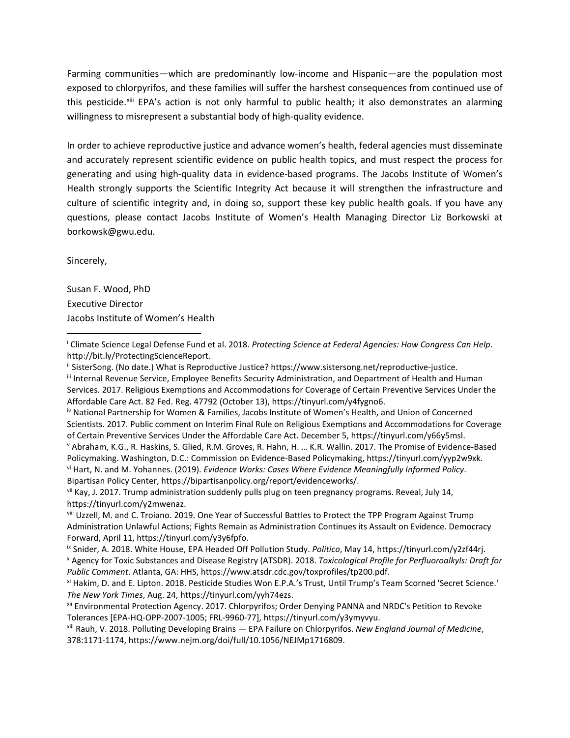Farming communities—which are predominantly low-income and Hispanic—are the population most exposed to chlorpyrifos, and these families will suffer the harshest consequences from continued use of this pesticide.[xiii] EPA's action is not only harmful to public health; it also demonstrates an alarming willingness to misrepresent a substantial body of high-quality evidence.

In order to achieve reproductive justice and advance women's health, federal agencies must disseminate and accurately represent scientific evidence on public health topics, and must respect the process for generating and using high-quality data in evidence-based programs. The Jacobs Institute of Women's Health strongly supports the Scientific Integrity Act because it will strengthen the infrastructure and culture of scientific integrity and, in doing so, support these key public health goals. If you have any questions, please contact Jacobs Institute of Women's Health Managing Director Liz Borkowski at borkowsk@gwu.edu.

Sincerely,

Susan F. Wood, PhD
Executive Director
Jacobs Institute of Women's Health

---

[i] Climate Science Legal Defense Fund et al. 2018. *Protecting Science at Federal Agencies: How Congress Can Help*. http://bit.ly/ProtectingScienceReport.

[ii] SisterSong. (No date.) What is Reproductive Justice? https://www.sistersong.net/reproductive-justice.

[iii] Internal Revenue Service, Employee Benefits Security Administration, and Department of Health and Human Services. 2017. Religious Exemptions and Accommodations for Coverage of Certain Preventive Services Under the Affordable Care Act. 82 Fed. Reg. 47792 (October 13), https://tinyurl.com/y4fygno6.

[iv] National Partnership for Women & Families, Jacobs Institute of Women's Health, and Union of Concerned Scientists. 2017. Public comment on Interim Final Rule on Religious Exemptions and Accommodations for Coverage of Certain Preventive Services Under the Affordable Care Act. December 5, https://tinyurl.com/y66y5msl.

[v] Abraham, K.G., R. Haskins, S. Glied, R.M. Groves, R. Hahn, H. … K.R. Wallin. 2017. The Promise of Evidence-Based Policymaking. Washington, D.C.: Commission on Evidence-Based Policymaking, https://tinyurl.com/yyp2w9xk.

[vi] Hart, N. and M. Yohannes. (2019). *Evidence Works: Cases Where Evidence Meaningfully Informed Policy*. Bipartisan Policy Center, https://bipartisanpolicy.org/report/evidenceworks/.

[vii] Kay, J. 2017. Trump administration suddenly pulls plug on teen pregnancy programs. Reveal, July 14, https://tinyurl.com/y2mwenaz.

[viii] Uzzell, M. and C. Troiano. 2019. One Year of Successful Battles to Protect the TPP Program Against Trump Administration Unlawful Actions; Fights Remain as Administration Continues its Assault on Evidence. Democracy Forward, April 11, https://tinyurl.com/y3y6fpfo.

[ix] Snider, A. 2018. White House, EPA Headed Off Pollution Study. *Politico*, May 14, https://tinyurl.com/y2zf44rj.

[x] Agency for Toxic Substances and Disease Registry (ATSDR). 2018. *Toxicological Profile for Perfluoroalkyls: Draft for Public Comment*. Atlanta, GA: HHS, https://www.atsdr.cdc.gov/toxprofiles/tp200.pdf.

[xi] Hakim, D. and E. Lipton. 2018. Pesticide Studies Won E.P.A.'s Trust, Until Trump's Team Scorned 'Secret Science.' *The New York Times*, Aug. 24, https://tinyurl.com/yyh74ezs.

[xii] Environmental Protection Agency. 2017. Chlorpyrifos; Order Denying PANNA and NRDC's Petition to Revoke Tolerances [EPA-HQ-OPP-2007-1005; FRL-9960-77], https://tinyurl.com/y3ymyvyu.

[xiii] Rauh, V. 2018. Polluting Developing Brains — EPA Failure on Chlorpyrifos. *New England Journal of Medicine*, 378:1171-1174, https://www.nejm.org/doi/full/10.1056/NEJMp1716809.